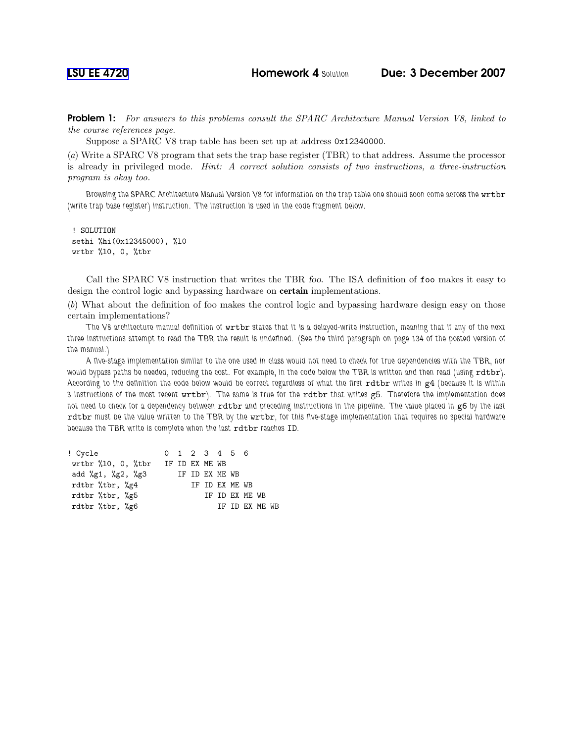# LSU EE 4720 Homework 4 Solution Due: 3 December 2007

**Problem 1:** *For answers to this problems consult the SPARC Architecture Manual Version V8, linked to the course references page.*

Suppose a SPARC V8 trap table has been set up at address 0x12340000.

(*a*) Write a SPARC V8 program that sets the trap base register (TBR) to that address. Assume the processor is already in privileged mode. *Hint: A correct solution consists of two instructions, a three-instruction program is okay too.*

Browsing the SPARC Architecture Manual Version V8 for information on the trap table one should soon come across the `wrtbr` (write trap base register) instruction. The instruction is used in the code fragment below.

```
! SOLUTION
sethi %hi(0x12345000), %l0
wrtbr %l0, 0, %tbr
```

Call the SPARC V8 instruction that writes the TBR *foo*. The ISA definition of `foo` makes it easy to design the control logic and bypassing hardware on **certain** implementations.

(*b*) What about the definition of foo makes the control logic and bypassing hardware design easy on those certain implementations?

The V8 architecture manual definition of `wrtbr` states that it is a delayed-write instruction, meaning that if any of the next three instructions attempt to read the TBR the result is undefined. (See the third paragraph on page 134 of the posted version of the manual.)

A five-stage implementation similar to the one used in class would not need to check for true dependencies with the TBR, nor would bypass paths be needed, reducing the cost. For example, in the code below the TBR is written and then read (using `rdtbr`). According to the definition the code below would be correct regardless of what the first `rdtbr` writes in `g4` (because it is within 3 instructions of the most recent `wrtbr`). The same is true for the `rdtbr` that writes `g5`. Therefore the implementation does not need to check for a dependency between `rdtbr` and preceding instructions in the pipeline. The value placed in `g6` by the last `rdtbr` must be the value written to the TBR by the `wrtbr`, for this five-stage implementation that requires no special hardware because the TBR write is complete when the last `rdtbr` reaches ID.

```
! Cycle              0  1  2  3  4  5  6
 wrtbr %l0, 0, %tbr  IF ID EX ME WB
 add %g1, %g2, %g3      IF ID EX ME WB
 rdtbr %tbr, %g4           IF ID EX ME WB
 rdtbr %tbr, %g5              IF ID EX ME WB
 rdtbr %tbr, %g6                 IF ID EX ME WB
```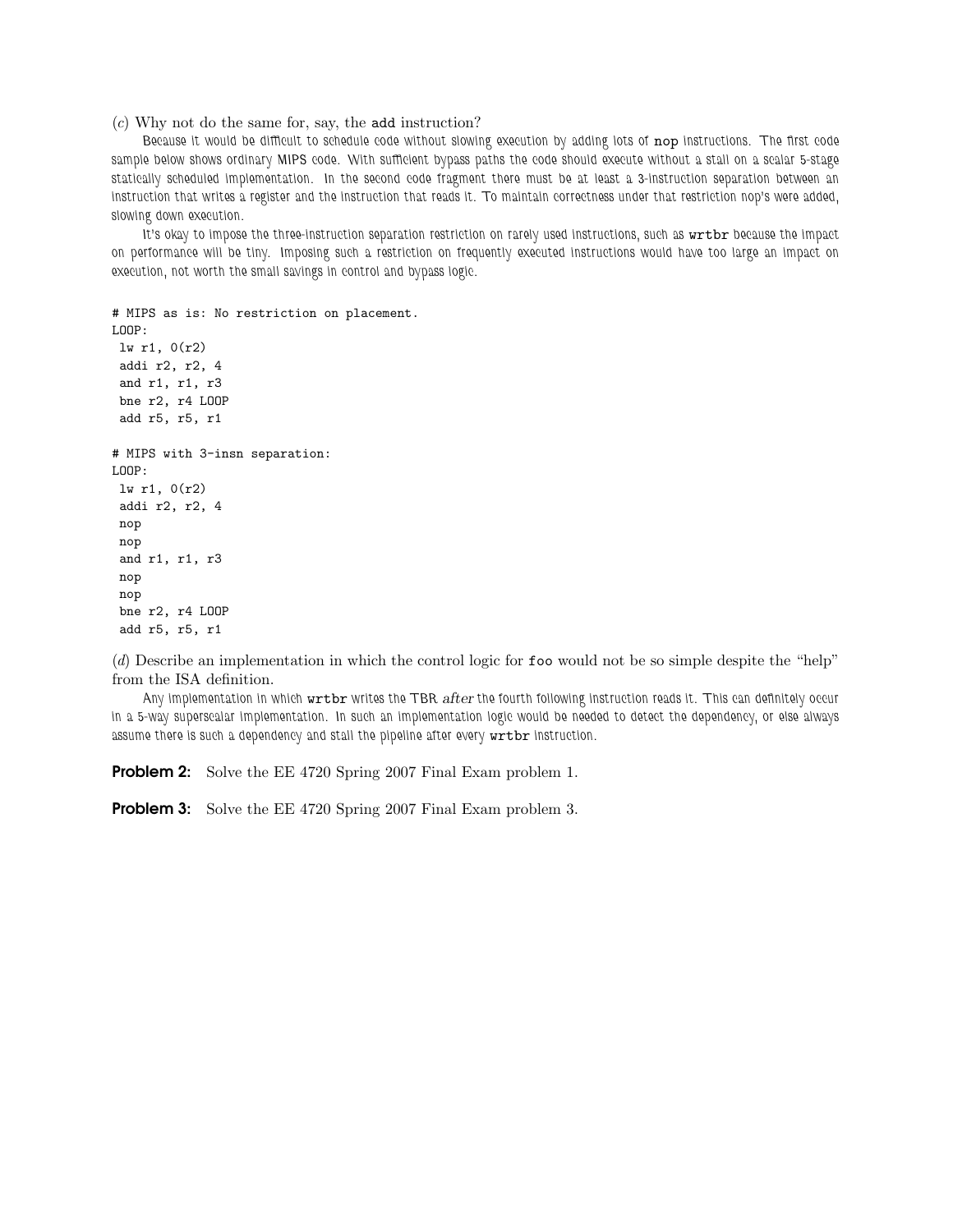(*c*) Why not do the same for, say, the `add` instruction?

*Because it would be difficult to schedule code without slowing execution by adding lots of* `nop` *instructions. The first code sample below shows ordinary MIPS code. With sufficient bypass paths the code should execute without a stall on a scalar 5-stage statically scheduled implementation. In the second code fragment there must be at least a 3-instruction separation between an instruction that writes a register and the instruction that reads it. To maintain correctness under that restriction nop's were added, slowing down execution.*

*It's okay to impose the three-instruction separation restriction on rarely used instructions, such as* `wrtbr` *because the impact on performance will be tiny. Imposing such a restriction on frequently executed instructions would have too large an impact on execution, not worth the small savings in control and bypass logic.*

```
# MIPS as is: No restriction on placement.
LOOP:
 lw r1, 0(r2)
 addi r2, r2, 4
 and r1, r1, r3
 bne r2, r4 LOOP
 add r5, r5, r1

# MIPS with 3-insn separation:
LOOP:
 lw r1, 0(r2)
 addi r2, r2, 4
 nop
 nop
 and r1, r1, r3
 nop
 nop
 bne r2, r4 LOOP
 add r5, r5, r1
```

(*d*) Describe an implementation in which the control logic for `foo` would not be so simple despite the "help" from the ISA definition.

*Any implementation in which* `wrtbr` *writes the TBR* after *the fourth following instruction reads it. This can definitely occur in a 5-way superscalar implementation. In such an implementation logic would be needed to detect the dependency, or else always assume there is such a dependency and stall the pipeline after every* `wrtbr` *instruction.*

**Problem 2:** Solve the EE 4720 Spring 2007 Final Exam problem 1.

**Problem 3:** Solve the EE 4720 Spring 2007 Final Exam problem 3.